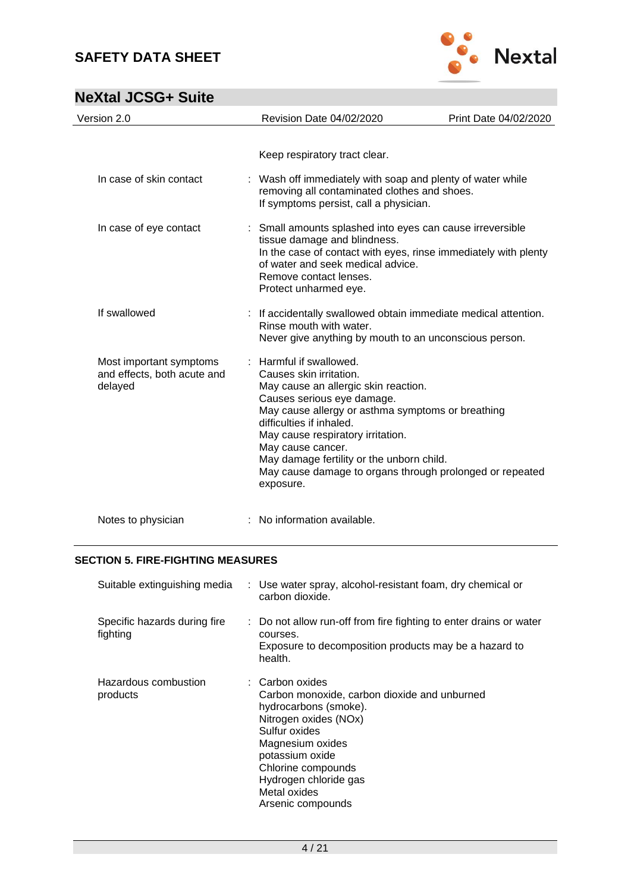Keep respiratory tract clear.

| | |
|---|---|
| In case of skin contact | : Wash off immediately with soap and plenty of water while removing all contaminated clothes and shoes.<br>If symptoms persist, call a physician. |
| In case of eye contact | : Small amounts splashed into eyes can cause irreversible tissue damage and blindness.<br>In the case of contact with eyes, rinse immediately with plenty of water and seek medical advice.<br>Remove contact lenses.<br>Protect unharmed eye. |
| If swallowed | : If accidentally swallowed obtain immediate medical attention.<br>Rinse mouth with water.<br>Never give anything by mouth to an unconscious person. |
| Most important symptoms and effects, both acute and delayed | : Harmful if swallowed.<br>Causes skin irritation.<br>May cause an allergic skin reaction.<br>Causes serious eye damage.<br>May cause allergy or asthma symptoms or breathing difficulties if inhaled.<br>May cause respiratory irritation.<br>May cause cancer.<br>May damage fertility or the unborn child.<br>May cause damage to organs through prolonged or repeated exposure. |
| Notes to physician | : No information available. |

## SECTION 5. FIRE-FIGHTING MEASURES

| | |
|---|---|
| Suitable extinguishing media | : Use water spray, alcohol-resistant foam, dry chemical or carbon dioxide. |
| Specific hazards during fire fighting | : Do not allow run-off from fire fighting to enter drains or water courses.<br>Exposure to decomposition products may be a hazard to health. |
| Hazardous combustion products | : Carbon oxides<br>Carbon monoxide, carbon dioxide and unburned hydrocarbons (smoke).<br>Nitrogen oxides (NOx)<br>Sulfur oxides<br>Magnesium oxides<br>potassium oxide<br>Chlorine compounds<br>Hydrogen chloride gas<br>Metal oxides<br>Arsenic compounds |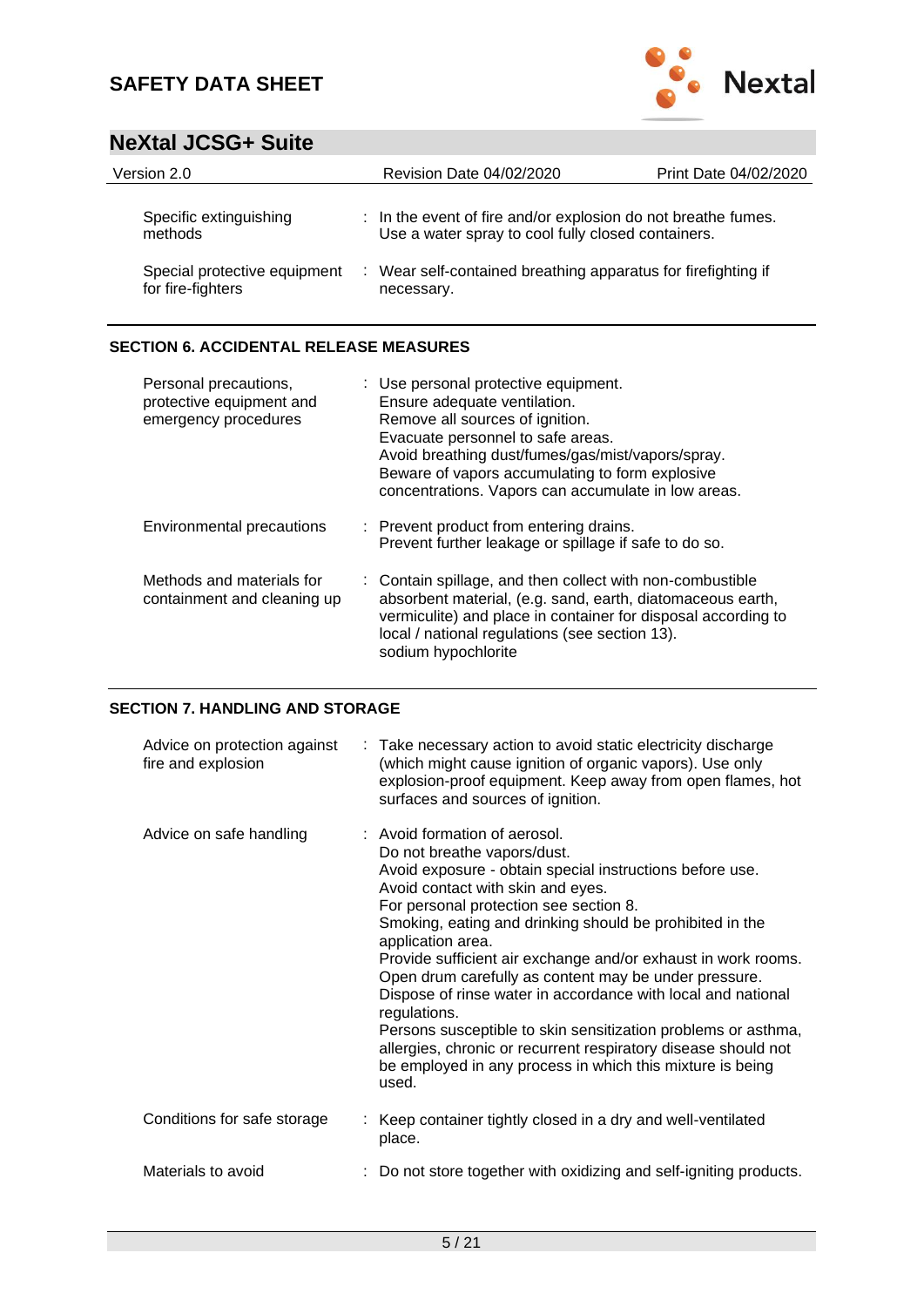| | |
|---|---|
| Specific extinguishing methods | : In the event of fire and/or explosion do not breathe fumes. Use a water spray to cool fully closed containers. |
| Special protective equipment for fire-fighters | : Wear self-contained breathing apparatus for firefighting if necessary. |

## SECTION 6. ACCIDENTAL RELEASE MEASURES

| | |
|---|---|
| Personal precautions, protective equipment and emergency procedures | : Use personal protective equipment.<br>Ensure adequate ventilation.<br>Remove all sources of ignition.<br>Evacuate personnel to safe areas.<br>Avoid breathing dust/fumes/gas/mist/vapors/spray.<br>Beware of vapors accumulating to form explosive concentrations. Vapors can accumulate in low areas. |
| Environmental precautions | : Prevent product from entering drains.<br>Prevent further leakage or spillage if safe to do so. |
| Methods and materials for containment and cleaning up | : Contain spillage, and then collect with non-combustible absorbent material, (e.g. sand, earth, diatomaceous earth, vermiculite) and place in container for disposal according to local / national regulations (see section 13).<br>sodium hypochlorite |

## SECTION 7. HANDLING AND STORAGE

| | |
|---|---|
| Advice on protection against fire and explosion | : Take necessary action to avoid static electricity discharge (which might cause ignition of organic vapors). Use only explosion-proof equipment. Keep away from open flames, hot surfaces and sources of ignition. |
| Advice on safe handling | : Avoid formation of aerosol.<br>Do not breathe vapors/dust.<br>Avoid exposure - obtain special instructions before use.<br>Avoid contact with skin and eyes.<br>For personal protection see section 8.<br>Smoking, eating and drinking should be prohibited in the application area.<br>Provide sufficient air exchange and/or exhaust in work rooms.<br>Open drum carefully as content may be under pressure.<br>Dispose of rinse water in accordance with local and national regulations.<br>Persons susceptible to skin sensitization problems or asthma, allergies, chronic or recurrent respiratory disease should not be employed in any process in which this mixture is being used. |
| Conditions for safe storage | : Keep container tightly closed in a dry and well-ventilated place. |
| Materials to avoid | : Do not store together with oxidizing and self-igniting products. |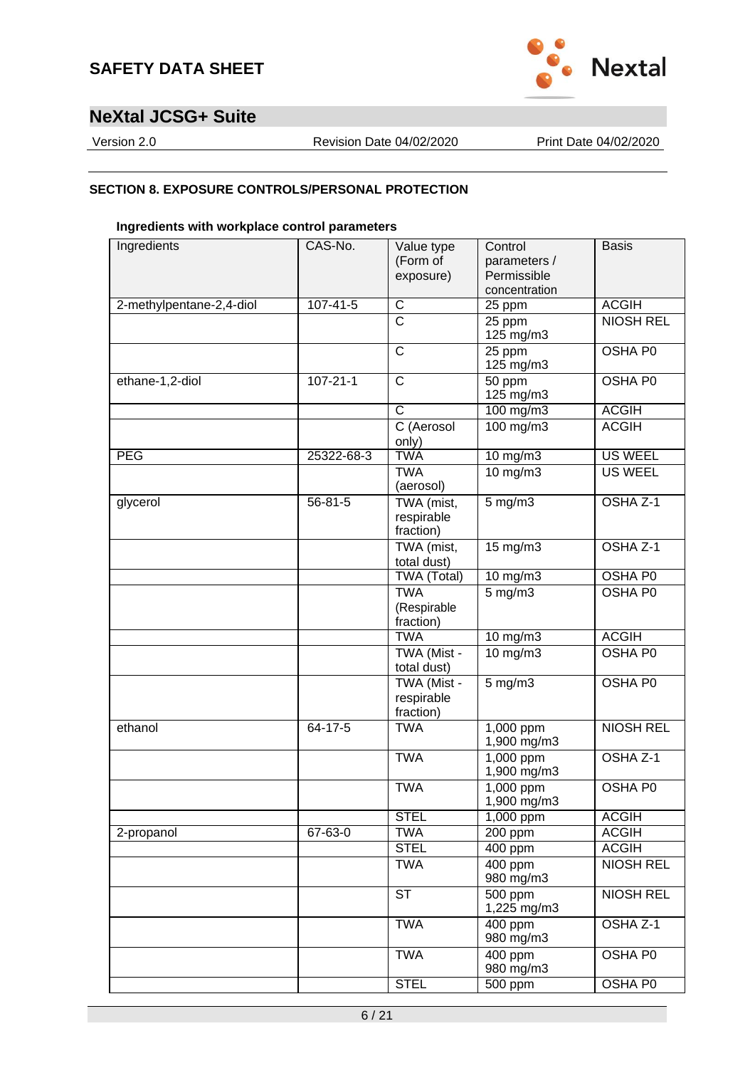## SECTION 8. EXPOSURE CONTROLS/PERSONAL PROTECTION

### Ingredients with workplace control parameters

| Ingredients | CAS-No. | Value type (Form of exposure) | Control parameters / Permissible concentration | Basis |
|---|---|---|---|---|
| 2-methylpentane-2,4-diol | 107-41-5 | C | 25 ppm | ACGIH |
| | | C | 25 ppm<br>125 mg/m3 | NIOSH REL |
| | | C | 25 ppm<br>125 mg/m3 | OSHA P0 |
| ethane-1,2-diol | 107-21-1 | C | 50 ppm<br>125 mg/m3 | OSHA P0 |
| | | C | 100 mg/m3 | ACGIH |
| | | C (Aerosol only) | 100 mg/m3 | ACGIH |
| PEG | 25322-68-3 | TWA | 10 mg/m3 | US WEEL |
| | | TWA (aerosol) | 10 mg/m3 | US WEEL |
| glycerol | 56-81-5 | TWA (mist, respirable fraction) | 5 mg/m3 | OSHA Z-1 |
| | | TWA (mist, total dust) | 15 mg/m3 | OSHA Z-1 |
| | | TWA (Total) | 10 mg/m3 | OSHA P0 |
| | | TWA (Respirable fraction) | 5 mg/m3 | OSHA P0 |
| | | TWA | 10 mg/m3 | ACGIH |
| | | TWA (Mist - total dust) | 10 mg/m3 | OSHA P0 |
| | | TWA (Mist - respirable fraction) | 5 mg/m3 | OSHA P0 |
| ethanol | 64-17-5 | TWA | 1,000 ppm<br>1,900 mg/m3 | NIOSH REL |
| | | TWA | 1,000 ppm<br>1,900 mg/m3 | OSHA Z-1 |
| | | TWA | 1,000 ppm<br>1,900 mg/m3 | OSHA P0 |
| | | STEL | 1,000 ppm | ACGIH |
| 2-propanol | 67-63-0 | TWA | 200 ppm | ACGIH |
| | | STEL | 400 ppm | ACGIH |
| | | TWA | 400 ppm<br>980 mg/m3 | NIOSH REL |
| | | ST | 500 ppm<br>1,225 mg/m3 | NIOSH REL |
| | | TWA | 400 ppm<br>980 mg/m3 | OSHA Z-1 |
| | | TWA | 400 ppm<br>980 mg/m3 | OSHA P0 |
| | | STEL | 500 ppm | OSHA P0 |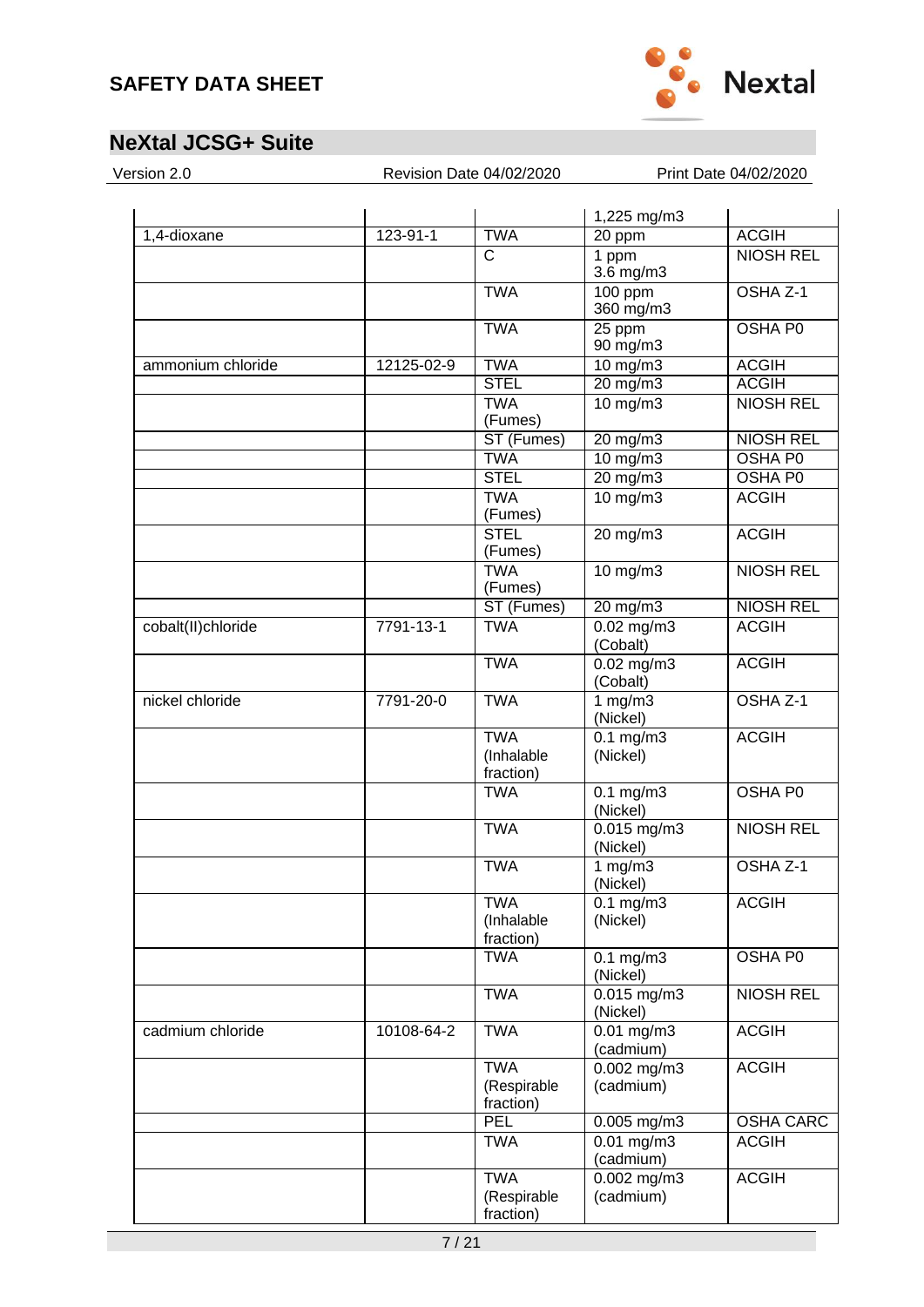| | | | 1,225 mg/m3 | |
|---|---|---|---|---|
| 1,4-dioxane | 123-91-1 | TWA | 20 ppm | ACGIH |
| | | C | 1 ppm<br>3.6 mg/m3 | NIOSH REL |
| | | TWA | 100 ppm<br>360 mg/m3 | OSHA Z-1 |
| | | TWA | 25 ppm<br>90 mg/m3 | OSHA P0 |
| ammonium chloride | 12125-02-9 | TWA | 10 mg/m3 | ACGIH |
| | | STEL | 20 mg/m3 | ACGIH |
| | | TWA (Fumes) | 10 mg/m3 | NIOSH REL |
| | | ST (Fumes) | 20 mg/m3 | NIOSH REL |
| | | TWA | 10 mg/m3 | OSHA P0 |
| | | STEL | 20 mg/m3 | OSHA P0 |
| | | TWA (Fumes) | 10 mg/m3 | ACGIH |
| | | STEL (Fumes) | 20 mg/m3 | ACGIH |
| | | TWA (Fumes) | 10 mg/m3 | NIOSH REL |
| | | ST (Fumes) | 20 mg/m3 | NIOSH REL |
| cobalt(II)chloride | 7791-13-1 | TWA | 0.02 mg/m3 (Cobalt) | ACGIH |
| | | TWA | 0.02 mg/m3 (Cobalt) | ACGIH |
| nickel chloride | 7791-20-0 | TWA | 1 mg/m3 (Nickel) | OSHA Z-1 |
| | | TWA (Inhalable fraction) | 0.1 mg/m3 (Nickel) | ACGIH |
| | | TWA | 0.1 mg/m3 (Nickel) | OSHA P0 |
| | | TWA | 0.015 mg/m3 (Nickel) | NIOSH REL |
| | | TWA | 1 mg/m3 (Nickel) | OSHA Z-1 |
| | | TWA (Inhalable fraction) | 0.1 mg/m3 (Nickel) | ACGIH |
| | | TWA | 0.1 mg/m3 (Nickel) | OSHA P0 |
| | | TWA | 0.015 mg/m3 (Nickel) | NIOSH REL |
| cadmium chloride | 10108-64-2 | TWA | 0.01 mg/m3 (cadmium) | ACGIH |
| | | TWA (Respirable fraction) | 0.002 mg/m3 (cadmium) | ACGIH |
| | | PEL | 0.005 mg/m3 | OSHA CARC |
| | | TWA | 0.01 mg/m3 (cadmium) | ACGIH |
| | | TWA (Respirable fraction) | 0.002 mg/m3 (cadmium) | ACGIH |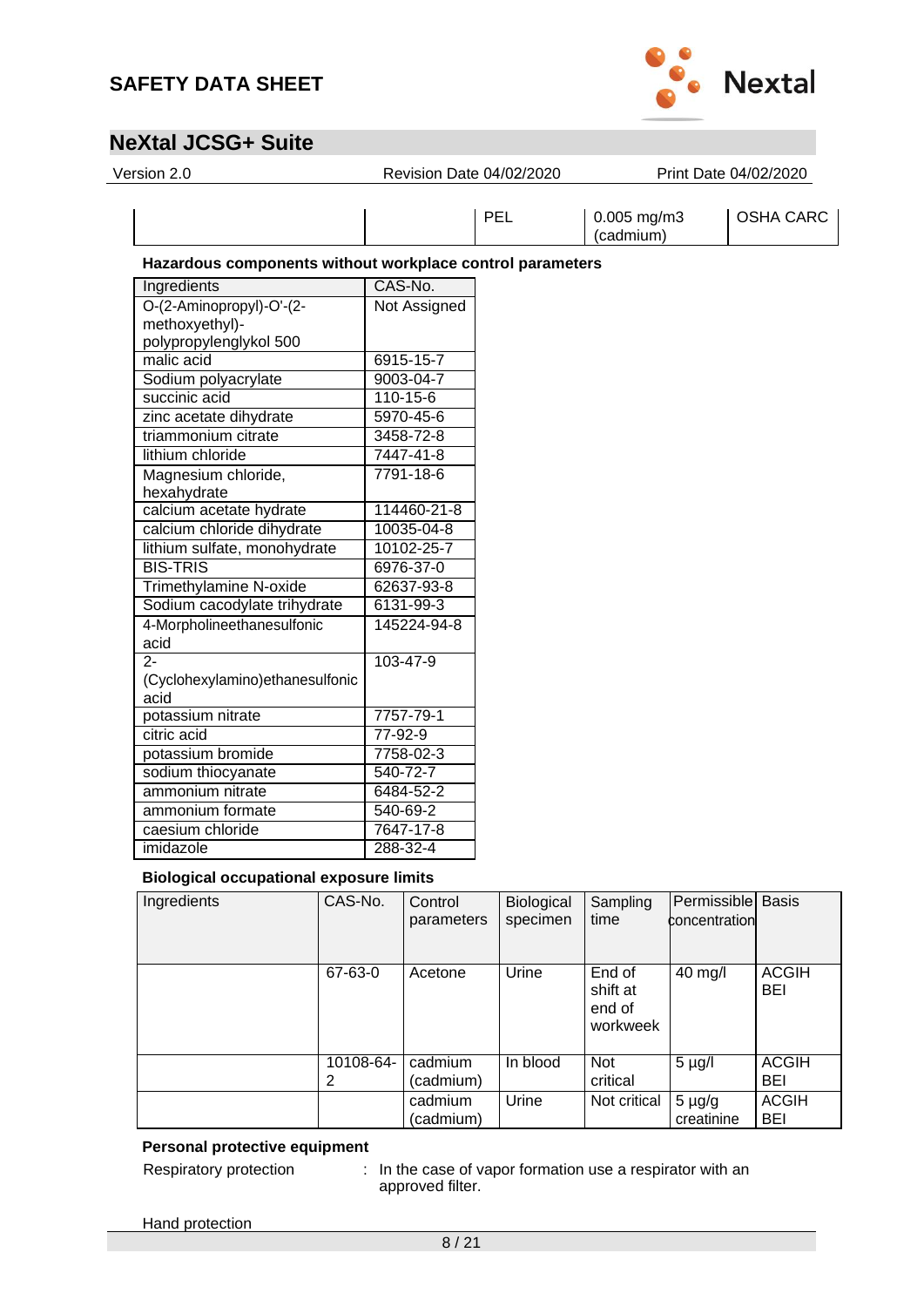| | | PEL | 0.005 mg/m3 (cadmium) | OSHA CARC |
|---|---|---|---|---|

**Hazardous components without workplace control parameters**

| Ingredients | CAS-No. |
|---|---|
| O-(2-Aminopropyl)-O'-(2-methoxyethyl)-polypropylenglykol 500 | Not Assigned |
| malic acid | 6915-15-7 |
| Sodium polyacrylate | 9003-04-7 |
| succinic acid | 110-15-6 |
| zinc acetate dihydrate | 5970-45-6 |
| triammonium citrate | 3458-72-8 |
| lithium chloride | 7447-41-8 |
| Magnesium chloride, hexahydrate | 7791-18-6 |
| calcium acetate hydrate | 114460-21-8 |
| calcium chloride dihydrate | 10035-04-8 |
| lithium sulfate, monohydrate | 10102-25-7 |
| BIS-TRIS | 6976-37-0 |
| Trimethylamine N-oxide | 62637-93-8 |
| Sodium cacodylate trihydrate | 6131-99-3 |
| 4-Morpholineethanesulfonic acid | 145224-94-8 |
| 2-(Cyclohexylamino)ethanesulfonic acid | 103-47-9 |
| potassium nitrate | 7757-79-1 |
| citric acid | 77-92-9 |
| potassium bromide | 7758-02-3 |
| sodium thiocyanate | 540-72-7 |
| ammonium nitrate | 6484-52-2 |
| ammonium formate | 540-69-2 |
| caesium chloride | 7647-17-8 |
| imidazole | 288-32-4 |

**Biological occupational exposure limits**

| Ingredients | CAS-No. | Control parameters | Biological specimen | Sampling time | Permissible concentration | Basis |
|---|---|---|---|---|---|---|
| | 67-63-0 | Acetone | Urine | End of shift at end of workweek | 40 mg/l | ACGIH BEI |
| | 10108-64-2 | cadmium (cadmium) | In blood | Not critical | 5 µg/l | ACGIH BEI |
| | | cadmium (cadmium) | Urine | Not critical | 5 µg/g creatinine | ACGIH BEI |

**Personal protective equipment**

Respiratory protection : In the case of vapor formation use a respirator with an approved filter.

Hand protection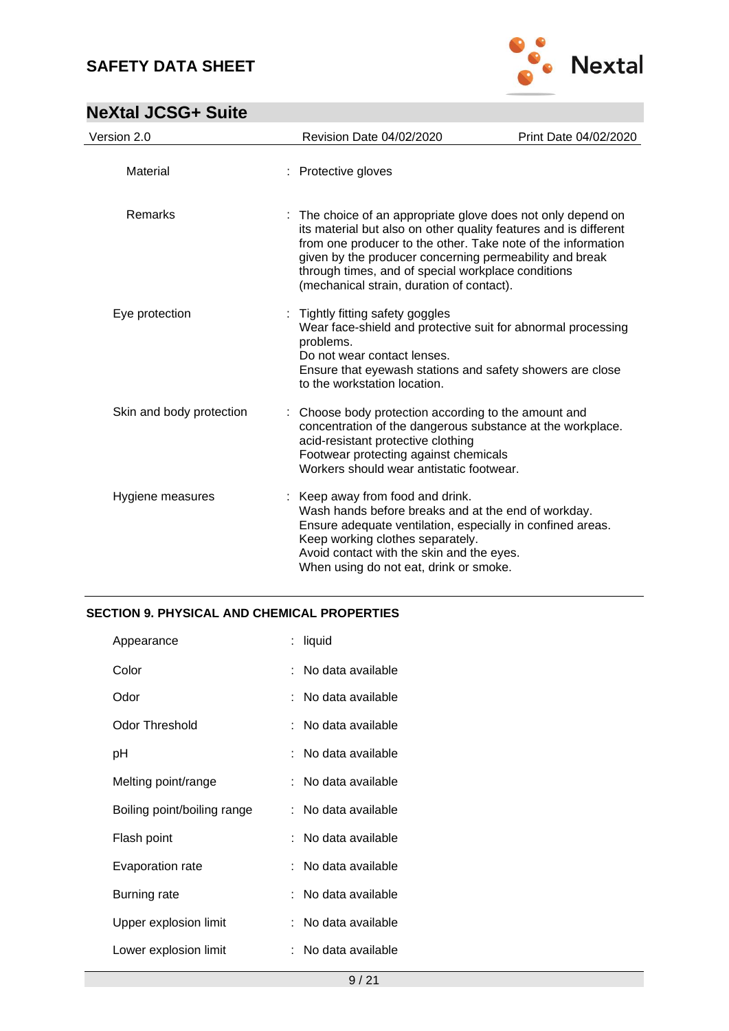| | | |
|---|---|---|
| Material | : | Protective gloves |
| Remarks | : | The choice of an appropriate glove does not only depend on its material but also on other quality features and is different from one producer to the other. Take note of the information given by the producer concerning permeability and break through times, and of special workplace conditions (mechanical strain, duration of contact). |
| Eye protection | : | Tightly fitting safety goggles<br>Wear face-shield and protective suit for abnormal processing problems.<br>Do not wear contact lenses.<br>Ensure that eyewash stations and safety showers are close to the workstation location. |
| Skin and body protection | : | Choose body protection according to the amount and concentration of the dangerous substance at the workplace.<br>acid-resistant protective clothing<br>Footwear protecting against chemicals<br>Workers should wear antistatic footwear. |
| Hygiene measures | : | Keep away from food and drink.<br>Wash hands before breaks and at the end of workday.<br>Ensure adequate ventilation, especially in confined areas.<br>Keep working clothes separately.<br>Avoid contact with the skin and the eyes.<br>When using do not eat, drink or smoke. |

## SECTION 9. PHYSICAL AND CHEMICAL PROPERTIES

| | | |
|---|---|---|
| Appearance | : | liquid |
| Color | : | No data available |
| Odor | : | No data available |
| Odor Threshold | : | No data available |
| pH | : | No data available |
| Melting point/range | : | No data available |
| Boiling point/boiling range | : | No data available |
| Flash point | : | No data available |
| Evaporation rate | : | No data available |
| Burning rate | : | No data available |
| Upper explosion limit | : | No data available |
| Lower explosion limit | : | No data available |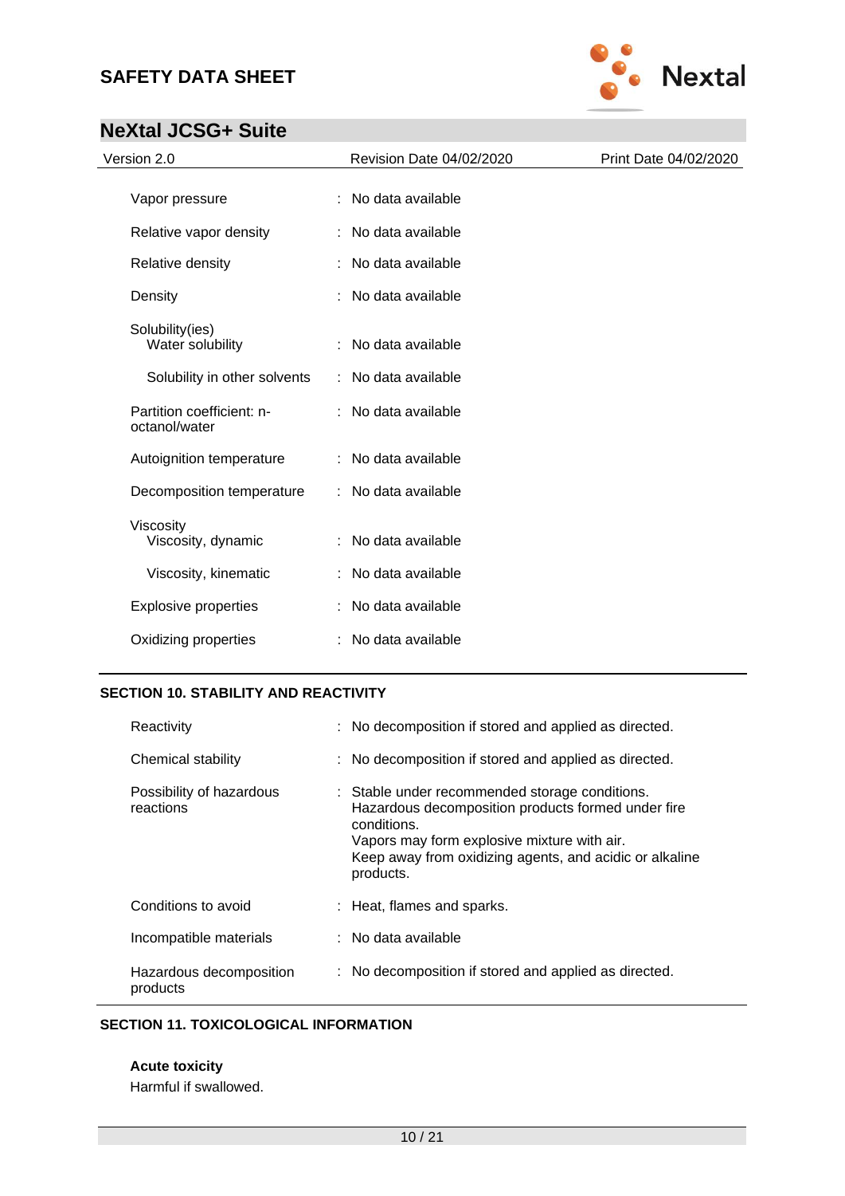| Property | | Value |
|---|---|---|
| Vapor pressure | : | No data available |
| Relative vapor density | : | No data available |
| Relative density | : | No data available |
| Density | : | No data available |
| Solubility(ies) | | |
| Water solubility | : | No data available |
| Solubility in other solvents | : | No data available |
| Partition coefficient: n-octanol/water | : | No data available |
| Autoignition temperature | : | No data available |
| Decomposition temperature | : | No data available |
| Viscosity | | |
| Viscosity, dynamic | : | No data available |
| Viscosity, kinematic | : | No data available |
| Explosive properties | : | No data available |
| Oxidizing properties | : | No data available |

## SECTION 10. STABILITY AND REACTIVITY

| Property | | Value |
|---|---|---|
| Reactivity | : | No decomposition if stored and applied as directed. |
| Chemical stability | : | No decomposition if stored and applied as directed. |
| Possibility of hazardous reactions | : | Stable under recommended storage conditions. Hazardous decomposition products formed under fire conditions. Vapors may form explosive mixture with air. Keep away from oxidizing agents, and acidic or alkaline products. |
| Conditions to avoid | : | Heat, flames and sparks. |
| Incompatible materials | : | No data available |
| Hazardous decomposition products | : | No decomposition if stored and applied as directed. |

## SECTION 11. TOXICOLOGICAL INFORMATION

**Acute toxicity**

Harmful if swallowed.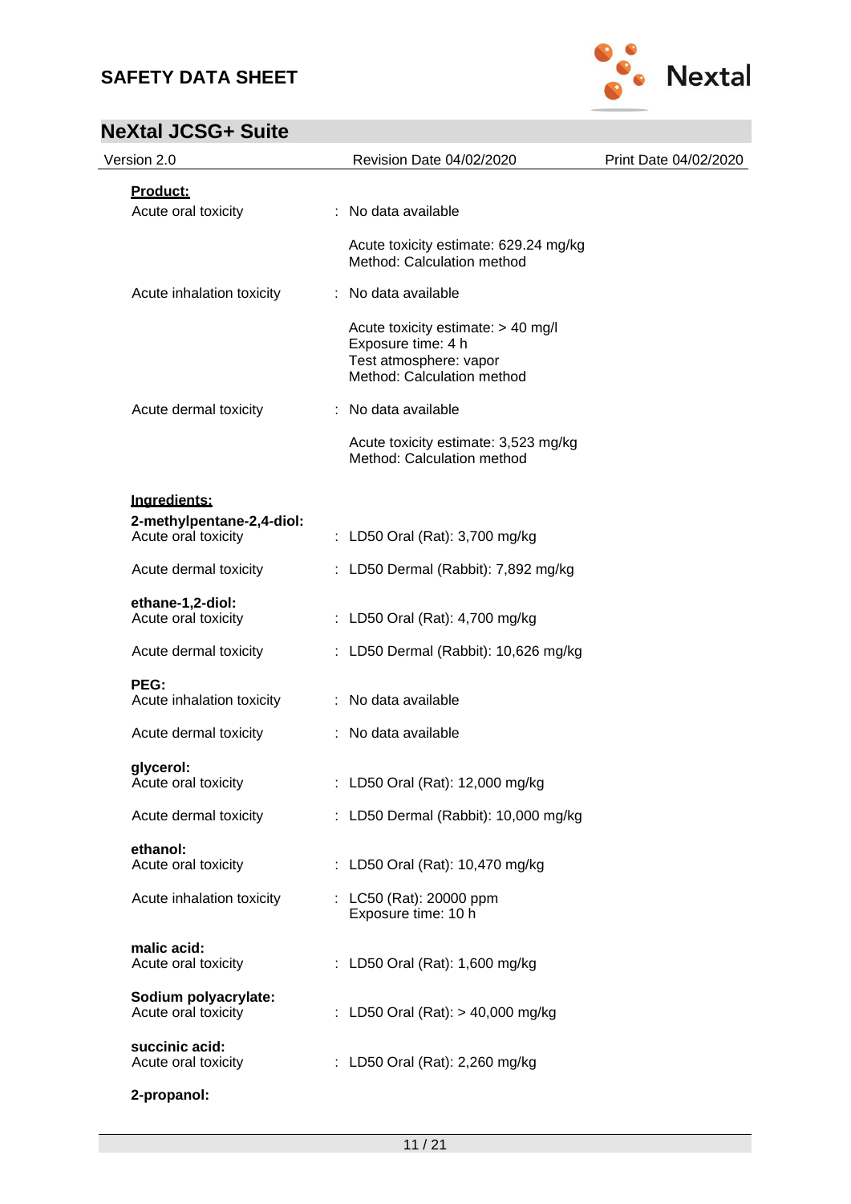**Product:**

Acute oral toxicity : No data available

Acute toxicity estimate: 629.24 mg/kg
Method: Calculation method

Acute inhalation toxicity : No data available

Acute toxicity estimate: > 40 mg/l
Exposure time: 4 h
Test atmosphere: vapor
Method: Calculation method

Acute dermal toxicity : No data available

Acute toxicity estimate: 3,523 mg/kg
Method: Calculation method

**Ingredients:**

**2-methylpentane-2,4-diol:**
Acute oral toxicity : LD50 Oral (Rat): 3,700 mg/kg

Acute dermal toxicity : LD50 Dermal (Rabbit): 7,892 mg/kg

**ethane-1,2-diol:**
Acute oral toxicity : LD50 Oral (Rat): 4,700 mg/kg

Acute dermal toxicity : LD50 Dermal (Rabbit): 10,626 mg/kg

**PEG:**
Acute inhalation toxicity : No data available

Acute dermal toxicity : No data available

**glycerol:**
Acute oral toxicity : LD50 Oral (Rat): 12,000 mg/kg

Acute dermal toxicity : LD50 Dermal (Rabbit): 10,000 mg/kg

**ethanol:**
Acute oral toxicity : LD50 Oral (Rat): 10,470 mg/kg

Acute inhalation toxicity : LC50 (Rat): 20000 ppm
Exposure time: 10 h

**malic acid:**
Acute oral toxicity : LD50 Oral (Rat): 1,600 mg/kg

**Sodium polyacrylate:**
Acute oral toxicity : LD50 Oral (Rat): > 40,000 mg/kg

**succinic acid:**
Acute oral toxicity : LD50 Oral (Rat): 2,260 mg/kg

**2-propanol:**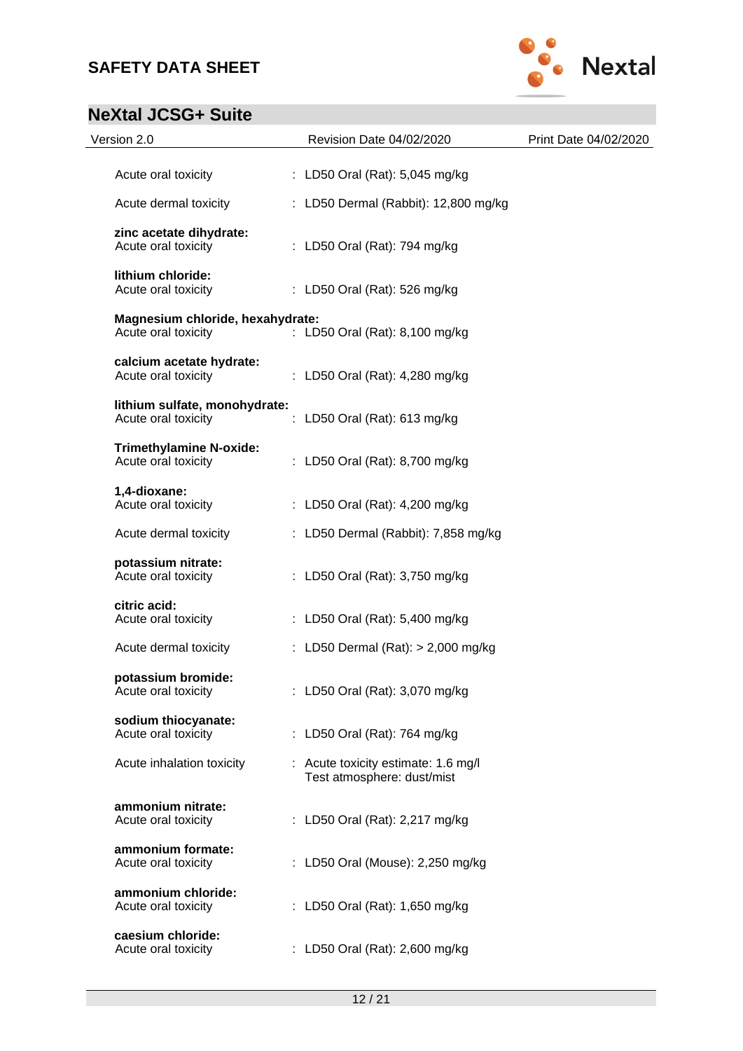Acute oral toxicity : LD50 Oral (Rat): 5,045 mg/kg

Acute dermal toxicity : LD50 Dermal (Rabbit): 12,800 mg/kg

**zinc acetate dihydrate:**
Acute oral toxicity : LD50 Oral (Rat): 794 mg/kg

**lithium chloride:**
Acute oral toxicity : LD50 Oral (Rat): 526 mg/kg

**Magnesium chloride, hexahydrate:**
Acute oral toxicity : LD50 Oral (Rat): 8,100 mg/kg

**calcium acetate hydrate:**
Acute oral toxicity : LD50 Oral (Rat): 4,280 mg/kg

**lithium sulfate, monohydrate:**
Acute oral toxicity : LD50 Oral (Rat): 613 mg/kg

**Trimethylamine N-oxide:**
Acute oral toxicity : LD50 Oral (Rat): 8,700 mg/kg

**1,4-dioxane:**
Acute oral toxicity : LD50 Oral (Rat): 4,200 mg/kg

Acute dermal toxicity : LD50 Dermal (Rabbit): 7,858 mg/kg

**potassium nitrate:**
Acute oral toxicity : LD50 Oral (Rat): 3,750 mg/kg

**citric acid:**
Acute oral toxicity : LD50 Oral (Rat): 5,400 mg/kg

Acute dermal toxicity : LD50 Dermal (Rat): > 2,000 mg/kg

**potassium bromide:**
Acute oral toxicity : LD50 Oral (Rat): 3,070 mg/kg

**sodium thiocyanate:**
Acute oral toxicity : LD50 Oral (Rat): 764 mg/kg

Acute inhalation toxicity : Acute toxicity estimate: 1.6 mg/l
Test atmosphere: dust/mist

**ammonium nitrate:**
Acute oral toxicity : LD50 Oral (Rat): 2,217 mg/kg

**ammonium formate:**
Acute oral toxicity : LD50 Oral (Mouse): 2,250 mg/kg

**ammonium chloride:**
Acute oral toxicity : LD50 Oral (Rat): 1,650 mg/kg

**caesium chloride:**
Acute oral toxicity : LD50 Oral (Rat): 2,600 mg/kg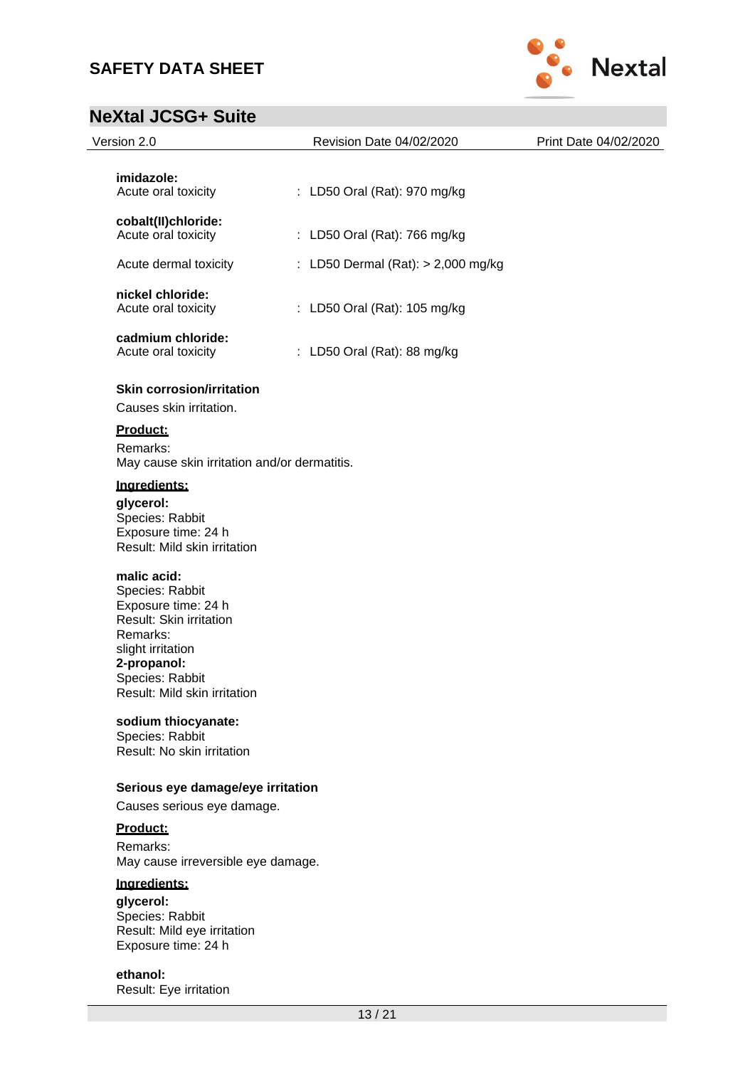**imidazole:**
Acute oral toxicity : LD50 Oral (Rat): 970 mg/kg

**cobalt(II)chloride:**
Acute oral toxicity : LD50 Oral (Rat): 766 mg/kg

Acute dermal toxicity : LD50 Dermal (Rat): > 2,000 mg/kg

**nickel chloride:**
Acute oral toxicity : LD50 Oral (Rat): 105 mg/kg

**cadmium chloride:**
Acute oral toxicity : LD50 Oral (Rat): 88 mg/kg

**Skin corrosion/irritation**

Causes skin irritation.

**Product:**

Remarks:
May cause skin irritation and/or dermatitis.

**Ingredients:**

**glycerol:**
Species: Rabbit
Exposure time: 24 h
Result: Mild skin irritation

**malic acid:**
Species: Rabbit
Exposure time: 24 h
Result: Skin irritation
Remarks:
slight irritation

**2-propanol:**
Species: Rabbit
Result: Mild skin irritation

**sodium thiocyanate:**
Species: Rabbit
Result: No skin irritation

**Serious eye damage/eye irritation**

Causes serious eye damage.

**Product:**

Remarks:
May cause irreversible eye damage.

**Ingredients:**

**glycerol:**
Species: Rabbit
Result: Mild eye irritation
Exposure time: 24 h

**ethanol:**
Result: Eye irritation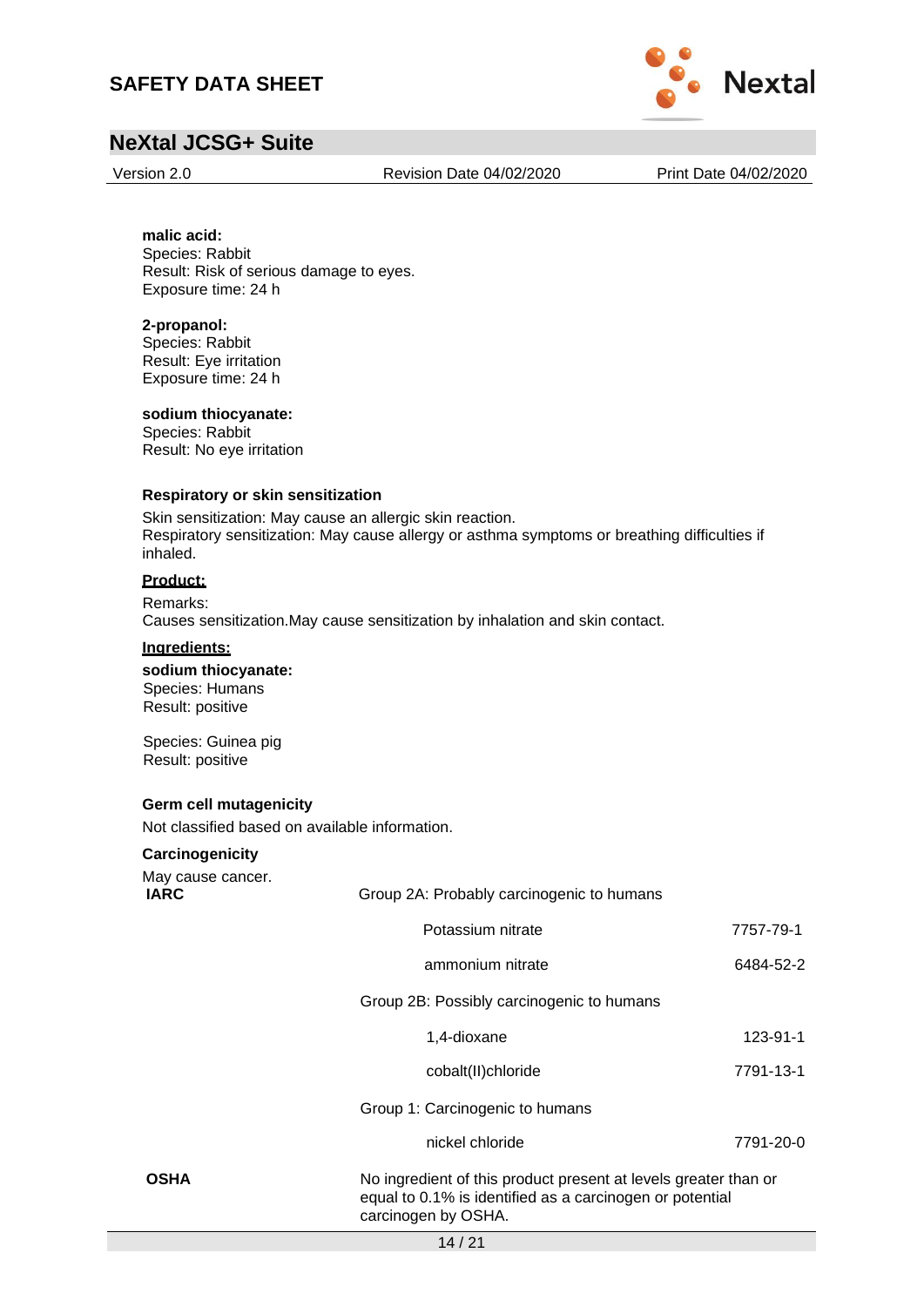**malic acid:**
Species: Rabbit
Result: Risk of serious damage to eyes.
Exposure time: 24 h

**2-propanol:**
Species: Rabbit
Result: Eye irritation
Exposure time: 24 h

**sodium thiocyanate:**
Species: Rabbit
Result: No eye irritation

**Respiratory or skin sensitization**

Skin sensitization: May cause an allergic skin reaction.
Respiratory sensitization: May cause allergy or asthma symptoms or breathing difficulties if inhaled.

**Product:**

Remarks:
Causes sensitization.May cause sensitization by inhalation and skin contact.

**Ingredients:**

**sodium thiocyanate:**
Species: Humans
Result: positive

Species: Guinea pig
Result: positive

**Germ cell mutagenicity**

Not classified based on available information.

**Carcinogenicity**

May cause cancer.

| | | |
|---|---|---|
| **IARC** | Group 2A: Probably carcinogenic to humans | |
| | Potassium nitrate | 7757-79-1 |
| | ammonium nitrate | 6484-52-2 |
| | Group 2B: Possibly carcinogenic to humans | |
| | 1,4-dioxane | 123-91-1 |
| | cobalt(II)chloride | 7791-13-1 |
| | Group 1: Carcinogenic to humans | |
| | nickel chloride | 7791-20-0 |
| **OSHA** | No ingredient of this product present at levels greater than or equal to 0.1% is identified as a carcinogen or potential carcinogen by OSHA. | |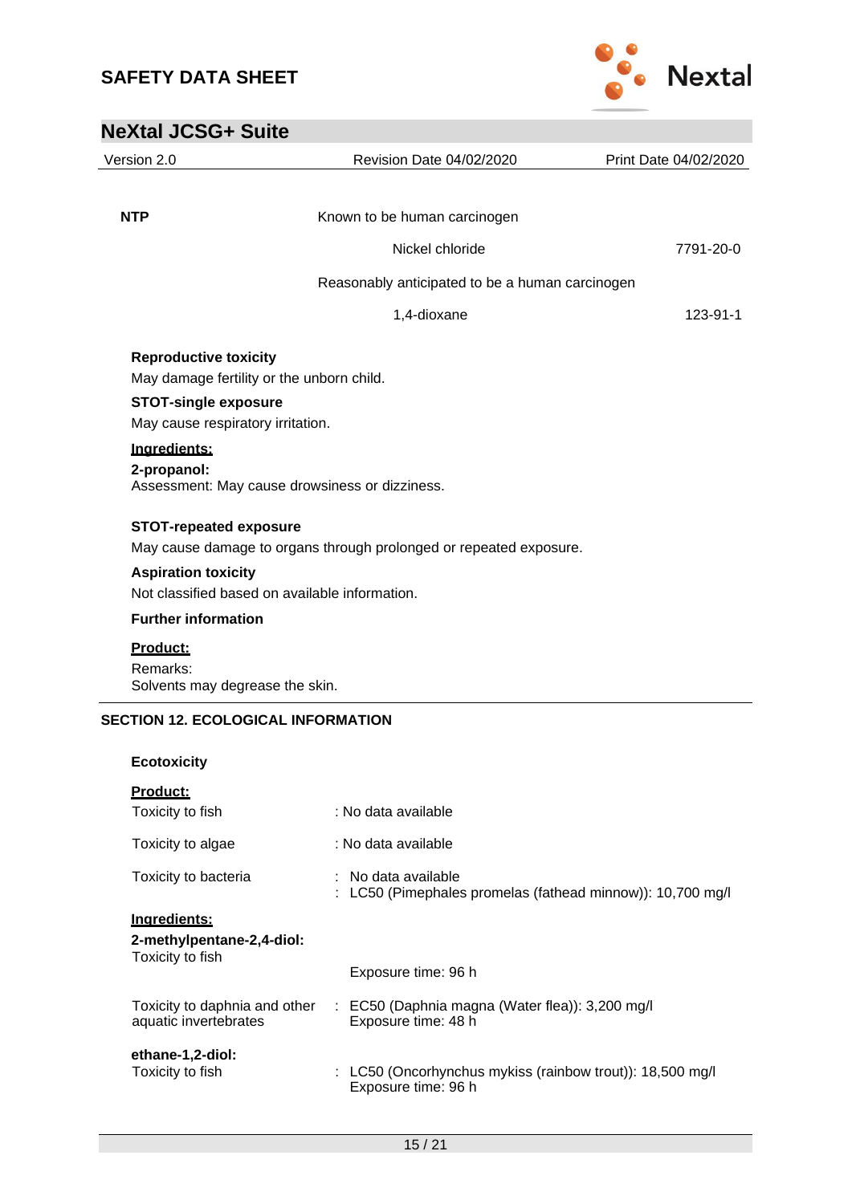| | | |
|---|---|---|
| **NTP** | Known to be human carcinogen | |
| | Nickel chloride | 7791-20-0 |
| | Reasonably anticipated to be a human carcinogen | |
| | 1,4-dioxane | 123-91-1 |

**Reproductive toxicity**

May damage fertility or the unborn child.

**STOT-single exposure**

May cause respiratory irritation.

**Ingredients:**

**2-propanol:**
Assessment: May cause drowsiness or dizziness.

**STOT-repeated exposure**

May cause damage to organs through prolonged or repeated exposure.

**Aspiration toxicity**

Not classified based on available information.

**Further information**

**Product:**

Remarks:
Solvents may degrease the skin.

## SECTION 12. ECOLOGICAL INFORMATION

**Ecotoxicity**

**Product:**

Toxicity to fish : No data available

Toxicity to algae : No data available

Toxicity to bacteria : No data available
: LC50 (Pimephales promelas (fathead minnow)): 10,700 mg/l

**Ingredients:**

**2-methylpentane-2,4-diol:**

Toxicity to fish

Exposure time: 96 h

Toxicity to daphnia and other aquatic invertebrates : EC50 (Daphnia magna (Water flea)): 3,200 mg/l
Exposure time: 48 h

**ethane-1,2-diol:**

Toxicity to fish : LC50 (Oncorhynchus mykiss (rainbow trout)): 18,500 mg/l
Exposure time: 96 h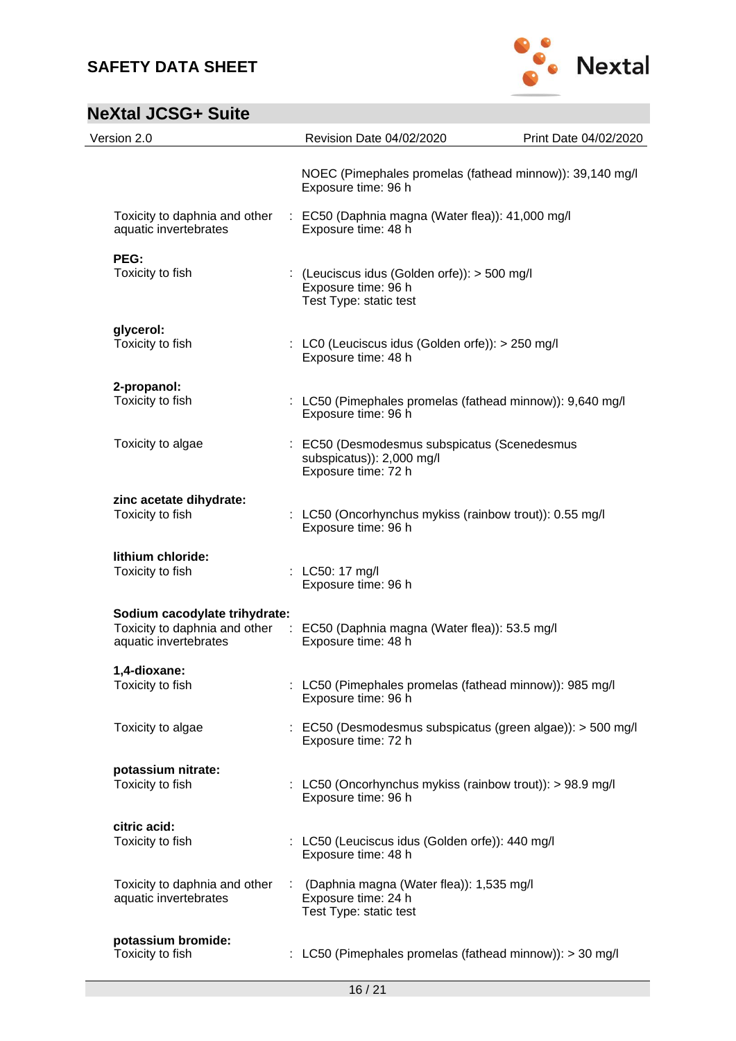NOEC (Pimephales promelas (fathead minnow)): 39,140 mg/l
Exposure time: 96 h

Toxicity to daphnia and other aquatic invertebrates : EC50 (Daphnia magna (Water flea)): 41,000 mg/l
Exposure time: 48 h

**PEG:**

Toxicity to fish : (Leuciscus idus (Golden orfe)): > 500 mg/l
Exposure time: 96 h
Test Type: static test

**glycerol:**

Toxicity to fish : LC0 (Leuciscus idus (Golden orfe)): > 250 mg/l
Exposure time: 48 h

**2-propanol:**

Toxicity to fish : LC50 (Pimephales promelas (fathead minnow)): 9,640 mg/l
Exposure time: 96 h

Toxicity to algae : EC50 (Desmodesmus subspicatus (Scenedesmus subspicatus)): 2,000 mg/l
Exposure time: 72 h

**zinc acetate dihydrate:**

Toxicity to fish : LC50 (Oncorhynchus mykiss (rainbow trout)): 0.55 mg/l
Exposure time: 96 h

**lithium chloride:**

Toxicity to fish : LC50: 17 mg/l
Exposure time: 96 h

**Sodium cacodylate trihydrate:**

Toxicity to daphnia and other aquatic invertebrates : EC50 (Daphnia magna (Water flea)): 53.5 mg/l
Exposure time: 48 h

**1,4-dioxane:**

Toxicity to fish : LC50 (Pimephales promelas (fathead minnow)): 985 mg/l
Exposure time: 96 h

Toxicity to algae : EC50 (Desmodesmus subspicatus (green algae)): > 500 mg/l
Exposure time: 72 h

**potassium nitrate:**

Toxicity to fish : LC50 (Oncorhynchus mykiss (rainbow trout)): > 98.9 mg/l
Exposure time: 96 h

**citric acid:**

Toxicity to fish : LC50 (Leuciscus idus (Golden orfe)): 440 mg/l
Exposure time: 48 h

Toxicity to daphnia and other aquatic invertebrates : (Daphnia magna (Water flea)): 1,535 mg/l
Exposure time: 24 h
Test Type: static test

**potassium bromide:**

Toxicity to fish : LC50 (Pimephales promelas (fathead minnow)): > 30 mg/l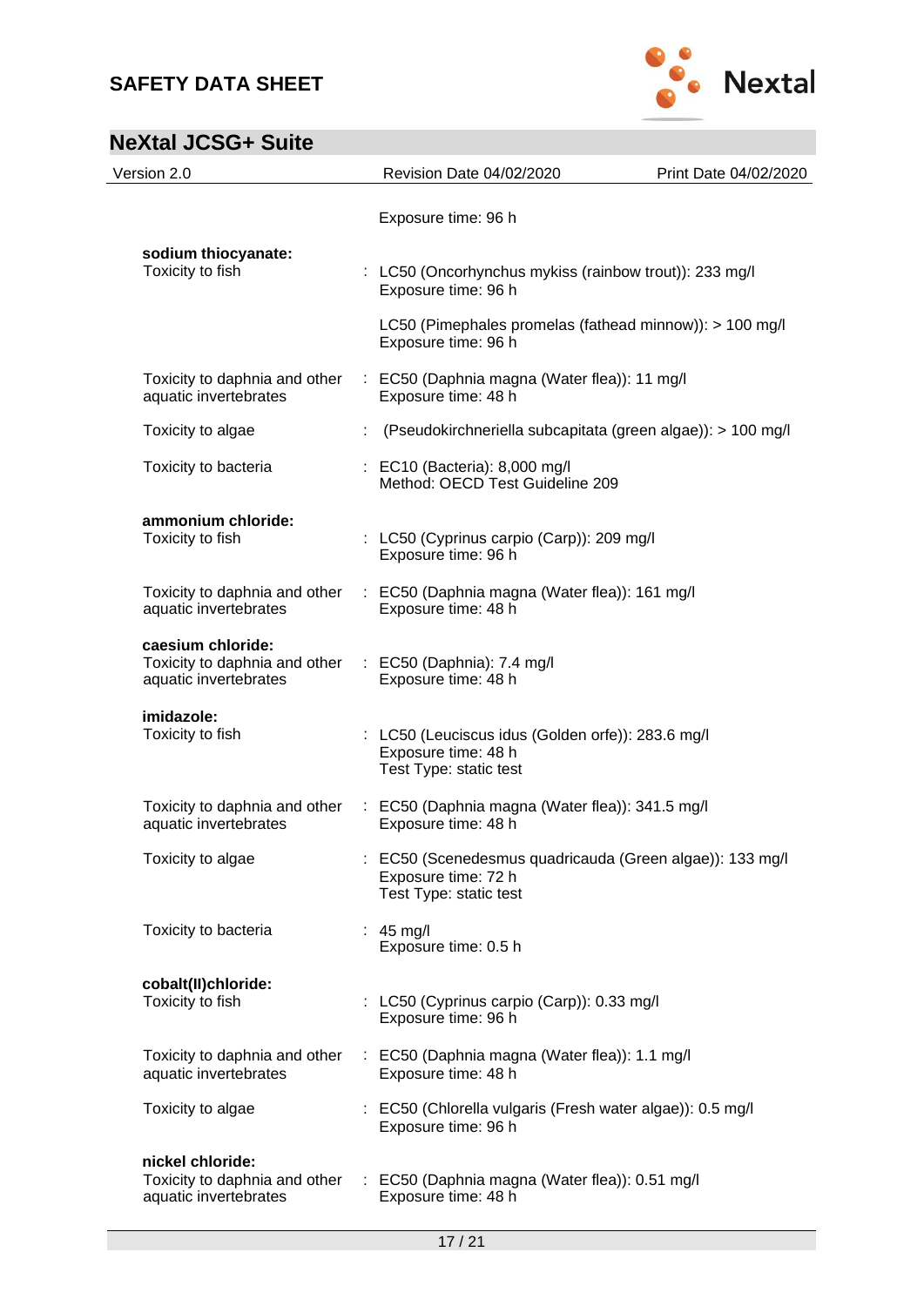Exposure time: 96 h

**sodium thiocyanate:**

Toxicity to fish : LC50 (Oncorhynchus mykiss (rainbow trout)): 233 mg/l
Exposure time: 96 h

LC50 (Pimephales promelas (fathead minnow)): > 100 mg/l
Exposure time: 96 h

Toxicity to daphnia and other aquatic invertebrates : EC50 (Daphnia magna (Water flea)): 11 mg/l
Exposure time: 48 h

Toxicity to algae : (Pseudokirchneriella subcapitata (green algae)): > 100 mg/l

Toxicity to bacteria : EC10 (Bacteria): 8,000 mg/l
Method: OECD Test Guideline 209

**ammonium chloride:**

Toxicity to fish : LC50 (Cyprinus carpio (Carp)): 209 mg/l
Exposure time: 96 h

Toxicity to daphnia and other aquatic invertebrates : EC50 (Daphnia magna (Water flea)): 161 mg/l
Exposure time: 48 h

**caesium chloride:**

Toxicity to daphnia and other aquatic invertebrates : EC50 (Daphnia): 7.4 mg/l
Exposure time: 48 h

**imidazole:**

Toxicity to fish : LC50 (Leuciscus idus (Golden orfe)): 283.6 mg/l
Exposure time: 48 h
Test Type: static test

Toxicity to daphnia and other aquatic invertebrates : EC50 (Daphnia magna (Water flea)): 341.5 mg/l
Exposure time: 48 h

Toxicity to algae : EC50 (Scenedesmus quadricauda (Green algae)): 133 mg/l
Exposure time: 72 h
Test Type: static test

Toxicity to bacteria : 45 mg/l
Exposure time: 0.5 h

**cobalt(II)chloride:**

Toxicity to fish : LC50 (Cyprinus carpio (Carp)): 0.33 mg/l
Exposure time: 96 h

Toxicity to daphnia and other aquatic invertebrates : EC50 (Daphnia magna (Water flea)): 1.1 mg/l
Exposure time: 48 h

Toxicity to algae : EC50 (Chlorella vulgaris (Fresh water algae)): 0.5 mg/l
Exposure time: 96 h

**nickel chloride:**

Toxicity to daphnia and other aquatic invertebrates : EC50 (Daphnia magna (Water flea)): 0.51 mg/l
Exposure time: 48 h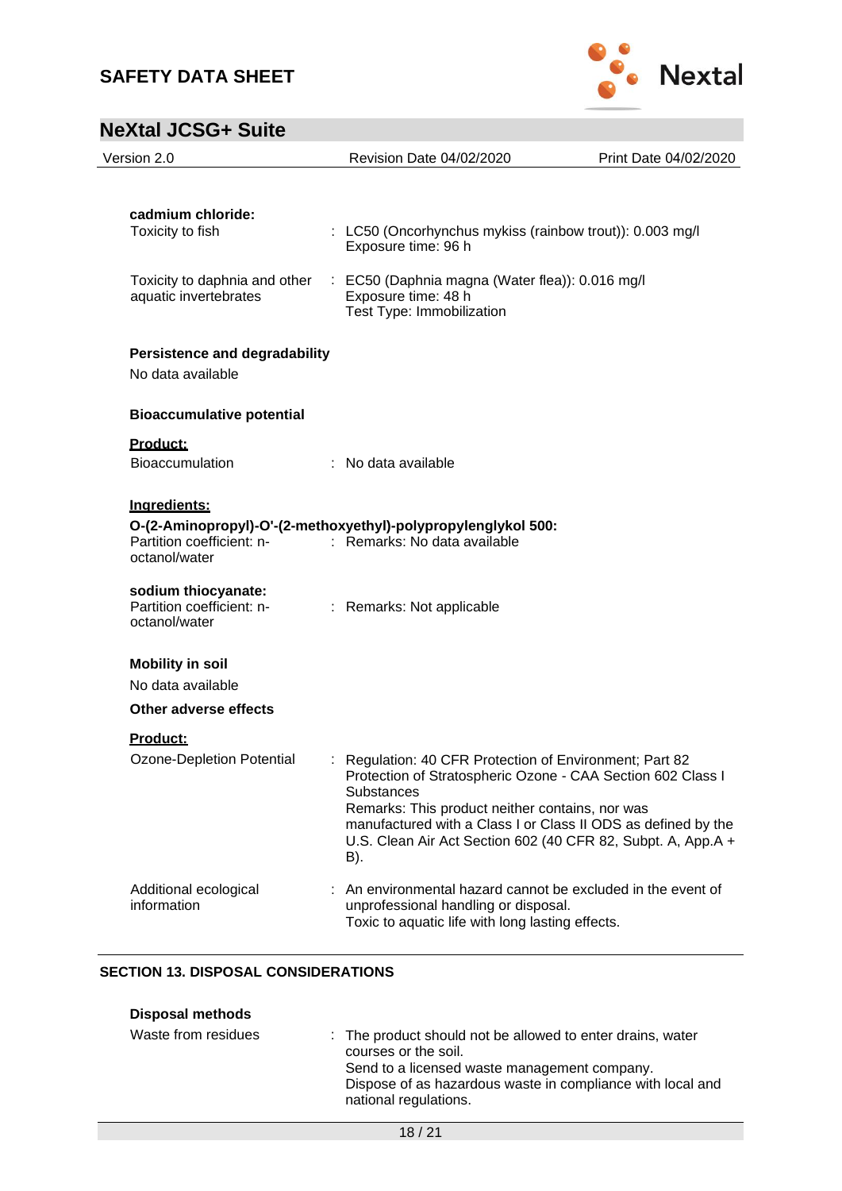**cadmium chloride:**

Toxicity to fish : LC50 (Oncorhynchus mykiss (rainbow trout)): 0.003 mg/l
Exposure time: 96 h

Toxicity to daphnia and other aquatic invertebrates : EC50 (Daphnia magna (Water flea)): 0.016 mg/l
Exposure time: 48 h
Test Type: Immobilization

**Persistence and degradability**

No data available

**Bioaccumulative potential**

**Product:**

Bioaccumulation : No data available

**Ingredients:**

**O-(2-Aminopropyl)-O'-(2-methoxyethyl)-polypropylenglykol 500:**

Partition coefficient: n-octanol/water : Remarks: No data available

**sodium thiocyanate:**

Partition coefficient: n-octanol/water : Remarks: Not applicable

**Mobility in soil**

No data available

**Other adverse effects**

**Product:**

Ozone-Depletion Potential : Regulation: 40 CFR Protection of Environment; Part 82 Protection of Stratospheric Ozone - CAA Section 602 Class I Substances
Remarks: This product neither contains, nor was manufactured with a Class I or Class II ODS as defined by the U.S. Clean Air Act Section 602 (40 CFR 82, Subpt. A, App.A + B).

Additional ecological information : An environmental hazard cannot be excluded in the event of unprofessional handling or disposal.
Toxic to aquatic life with long lasting effects.

## SECTION 13. DISPOSAL CONSIDERATIONS

**Disposal methods**

Waste from residues : The product should not be allowed to enter drains, water courses or the soil.
Send to a licensed waste management company.
Dispose of as hazardous waste in compliance with local and national regulations.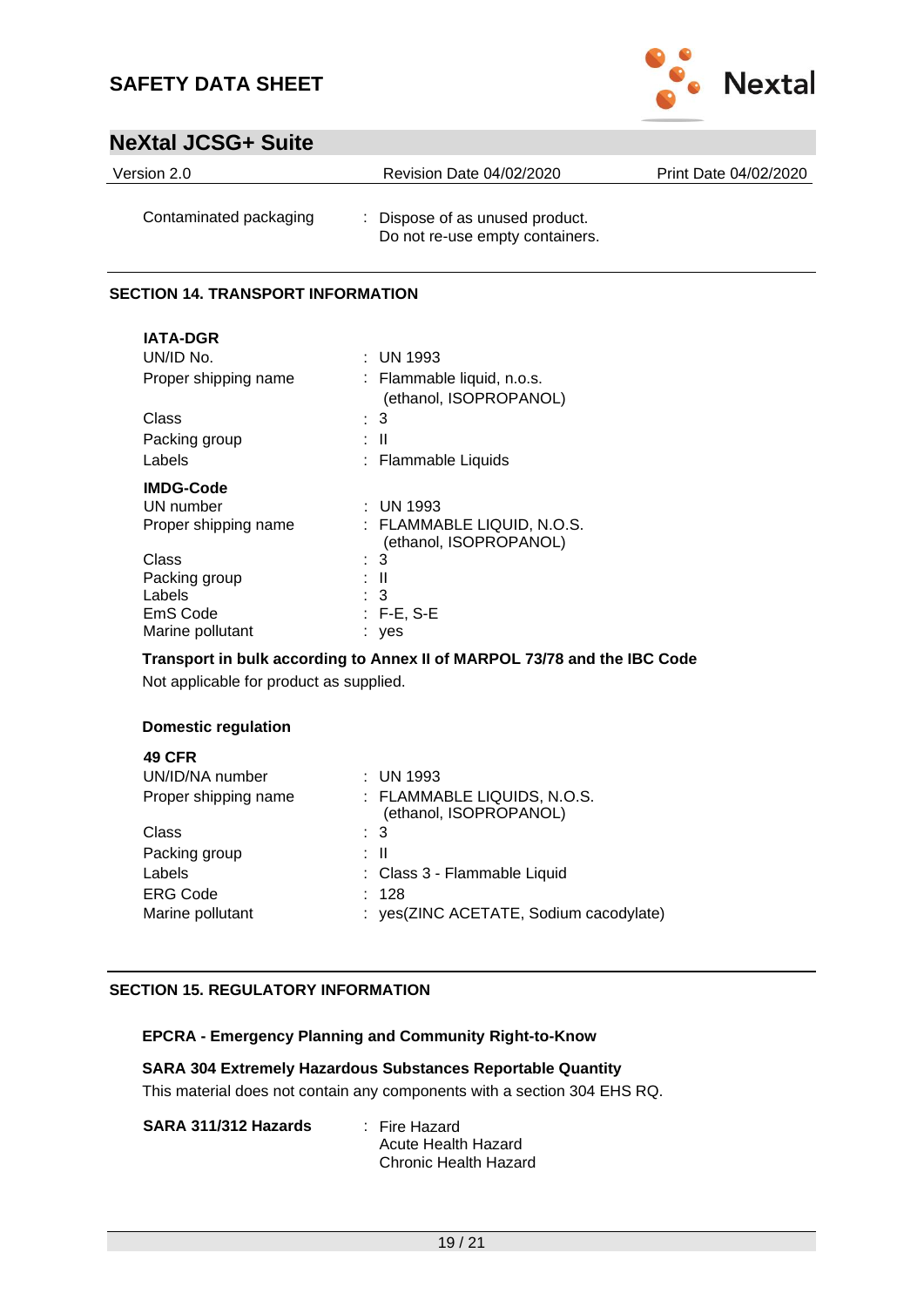| | |
|---|---|
| Contaminated packaging | : Dispose of as unused product. Do not re-use empty containers. |

## SECTION 14. TRANSPORT INFORMATION

**IATA-DGR**

| | |
|---|---|
| UN/ID No. | : UN 1993 |
| Proper shipping name | : Flammable liquid, n.o.s. (ethanol, ISOPROPANOL) |
| Class | : 3 |
| Packing group | : II |
| Labels | : Flammable Liquids |

**IMDG-Code**

| | |
|---|---|
| UN number | : UN 1993 |
| Proper shipping name | : FLAMMABLE LIQUID, N.O.S. (ethanol, ISOPROPANOL) |
| Class | : 3 |
| Packing group | : II |
| Labels | : 3 |
| EmS Code | : F-E, S-E |
| Marine pollutant | : yes |

**Transport in bulk according to Annex II of MARPOL 73/78 and the IBC Code**

Not applicable for product as supplied.

**Domestic regulation**

**49 CFR**

| | |
|---|---|
| UN/ID/NA number | : UN 1993 |
| Proper shipping name | : FLAMMABLE LIQUIDS, N.O.S. (ethanol, ISOPROPANOL) |
| Class | : 3 |
| Packing group | : II |
| Labels | : Class 3 - Flammable Liquid |
| ERG Code | : 128 |
| Marine pollutant | : yes(ZINC ACETATE, Sodium cacodylate) |

## SECTION 15. REGULATORY INFORMATION

**EPCRA - Emergency Planning and Community Right-to-Know**

**SARA 304 Extremely Hazardous Substances Reportable Quantity**

This material does not contain any components with a section 304 EHS RQ.

| | |
|---|---|
| **SARA 311/312 Hazards** | : Fire Hazard<br>Acute Health Hazard<br>Chronic Health Hazard |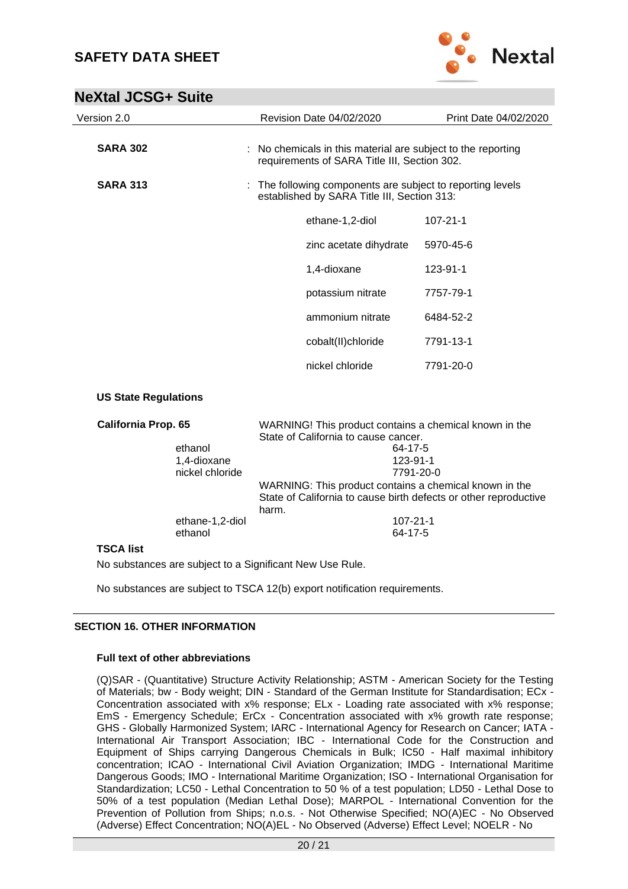**SARA 302** : No chemicals in this material are subject to the reporting requirements of SARA Title III, Section 302.

**SARA 313** : The following components are subject to reporting levels established by SARA Title III, Section 313:

| | |
|---|---|
| ethane-1,2-diol | 107-21-1 |
| zinc acetate dihydrate | 5970-45-6 |
| 1,4-dioxane | 123-91-1 |
| potassium nitrate | 7757-79-1 |
| ammonium nitrate | 6484-52-2 |
| cobalt(II)chloride | 7791-13-1 |
| nickel chloride | 7791-20-0 |

**US State Regulations**

**California Prop. 65**

WARNING! This product contains a chemical known in the State of California to cause cancer.

| | |
|---|---|
| ethanol | 64-17-5 |
| 1,4-dioxane | 123-91-1 |
| nickel chloride | 7791-20-0 |

WARNING: This product contains a chemical known in the State of California to cause birth defects or other reproductive harm.

| | |
|---|---|
| ethane-1,2-diol | 107-21-1 |
| ethanol | 64-17-5 |

**TSCA list**

No substances are subject to a Significant New Use Rule.

No substances are subject to TSCA 12(b) export notification requirements.

## SECTION 16. OTHER INFORMATION

**Full text of other abbreviations**

(Q)SAR - (Quantitative) Structure Activity Relationship; ASTM - American Society for the Testing of Materials; bw - Body weight; DIN - Standard of the German Institute for Standardisation; ECx - Concentration associated with x% response; ELx - Loading rate associated with x% response; EmS - Emergency Schedule; ErCx - Concentration associated with x% growth rate response; GHS - Globally Harmonized System; IARC - International Agency for Research on Cancer; IATA - International Air Transport Association; IBC - International Code for the Construction and Equipment of Ships carrying Dangerous Chemicals in Bulk; IC50 - Half maximal inhibitory concentration; ICAO - International Civil Aviation Organization; IMDG - International Maritime Dangerous Goods; IMO - International Maritime Organization; ISO - International Organisation for Standardization; LC50 - Lethal Concentration to 50 % of a test population; LD50 - Lethal Dose to 50% of a test population (Median Lethal Dose); MARPOL - International Convention for the Prevention of Pollution from Ships; n.o.s. - Not Otherwise Specified; NO(A)EC - No Observed (Adverse) Effect Concentration; NO(A)EL - No Observed (Adverse) Effect Level; NOELR - No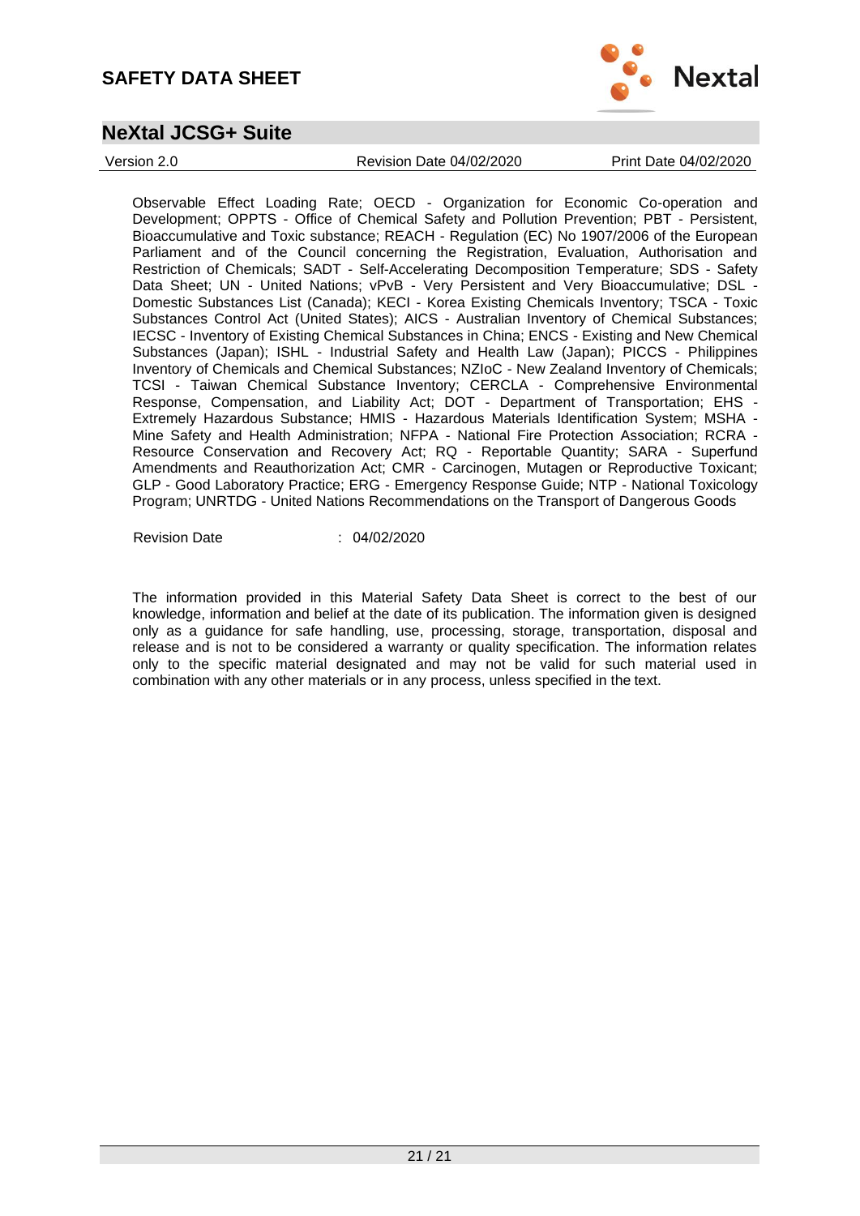Observable Effect Loading Rate; OECD - Organization for Economic Co-operation and Development; OPPTS - Office of Chemical Safety and Pollution Prevention; PBT - Persistent, Bioaccumulative and Toxic substance; REACH - Regulation (EC) No 1907/2006 of the European Parliament and of the Council concerning the Registration, Evaluation, Authorisation and Restriction of Chemicals; SADT - Self-Accelerating Decomposition Temperature; SDS - Safety Data Sheet; UN - United Nations; vPvB - Very Persistent and Very Bioaccumulative; DSL - Domestic Substances List (Canada); KECI - Korea Existing Chemicals Inventory; TSCA - Toxic Substances Control Act (United States); AICS - Australian Inventory of Chemical Substances; IECSC - Inventory of Existing Chemical Substances in China; ENCS - Existing and New Chemical Substances (Japan); ISHL - Industrial Safety and Health Law (Japan); PICCS - Philippines Inventory of Chemicals and Chemical Substances; NZIoC - New Zealand Inventory of Chemicals; TCSI - Taiwan Chemical Substance Inventory; CERCLA - Comprehensive Environmental Response, Compensation, and Liability Act; DOT - Department of Transportation; EHS - Extremely Hazardous Substance; HMIS - Hazardous Materials Identification System; MSHA - Mine Safety and Health Administration; NFPA - National Fire Protection Association; RCRA - Resource Conservation and Recovery Act; RQ - Reportable Quantity; SARA - Superfund Amendments and Reauthorization Act; CMR - Carcinogen, Mutagen or Reproductive Toxicant; GLP - Good Laboratory Practice; ERG - Emergency Response Guide; NTP - National Toxicology Program; UNRTDG - United Nations Recommendations on the Transport of Dangerous Goods

Revision Date : 04/02/2020

The information provided in this Material Safety Data Sheet is correct to the best of our knowledge, information and belief at the date of its publication. The information given is designed only as a guidance for safe handling, use, processing, storage, transportation, disposal and release and is not to be considered a warranty or quality specification. The information relates only to the specific material designated and may not be valid for such material used in combination with any other materials or in any process, unless specified in the text.